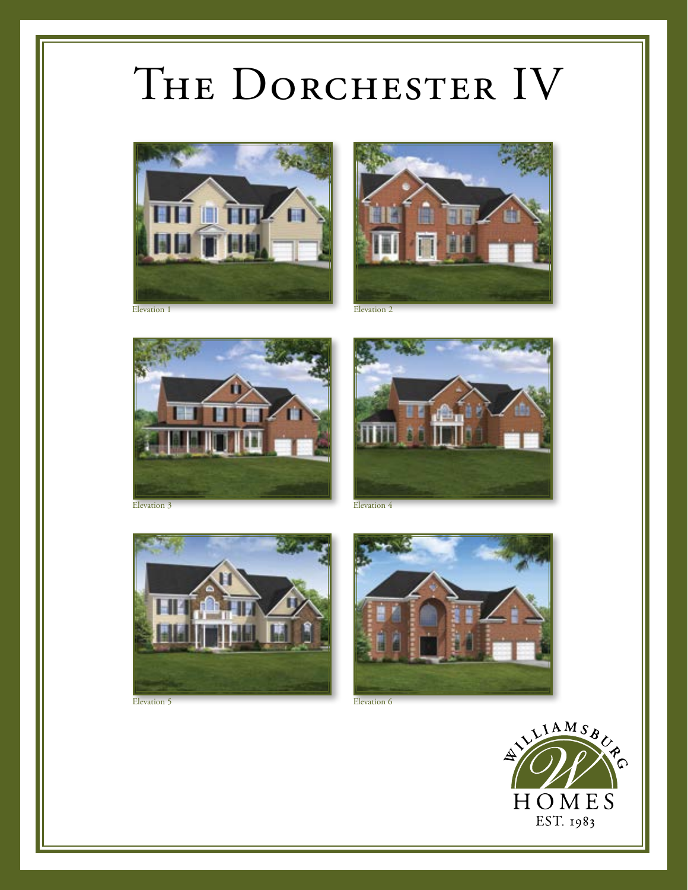# The Dorchester IV

Elevation 1

Elevation 2

Elevation 3

Elevation 4

Elevation 5

Elevation 6

WILLIAMSBURG HOMES

EST. 1983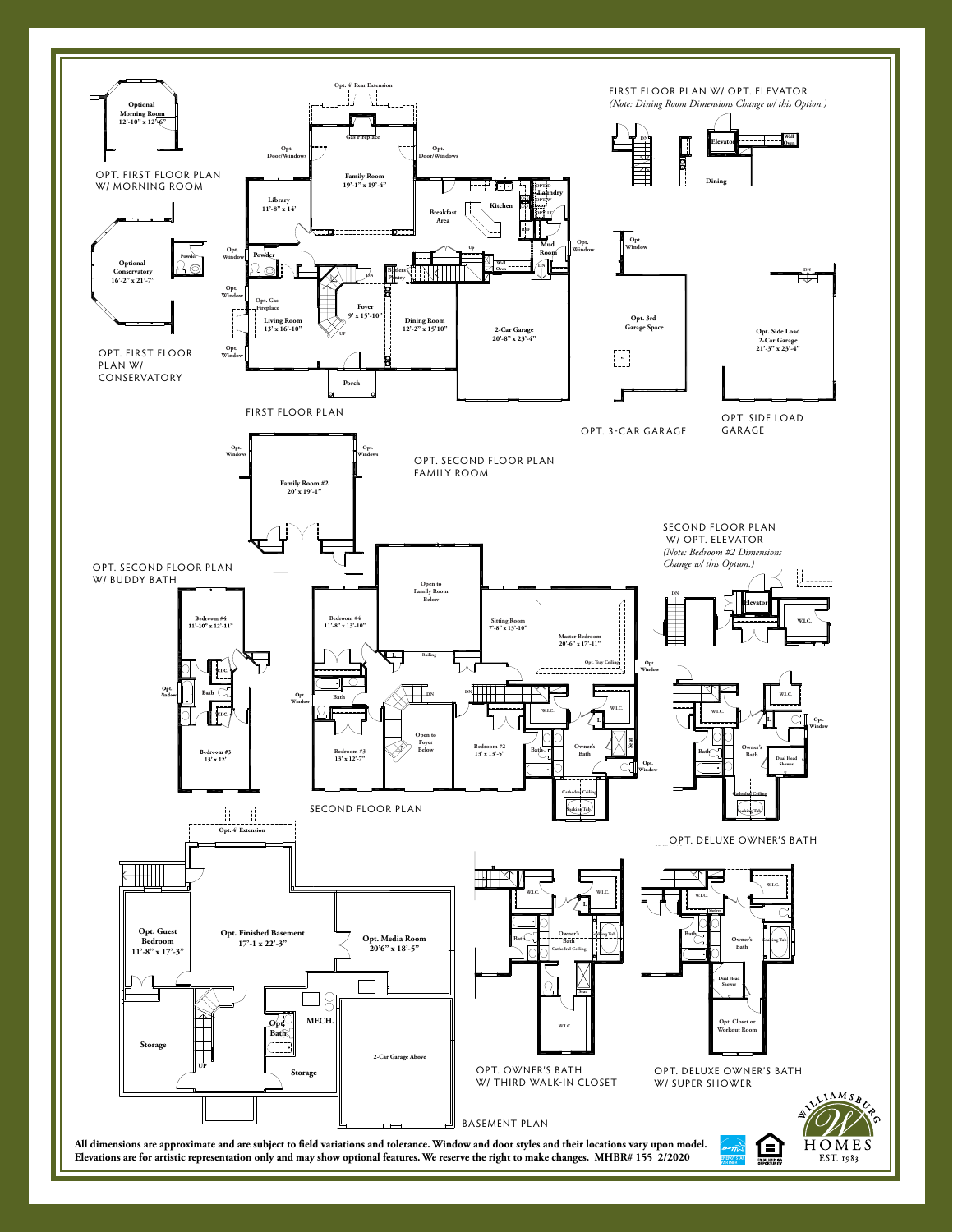## OPT. FIRST FLOOR PLAN W/ MORNING ROOM

Optional Morning Room
12'-10" x 12'-6"

## OPT. FIRST FLOOR PLAN W/ CONSERVATORY

Optional Conservatory
16'-2" x 21'-7"

Powder

## FIRST FLOOR PLAN

Opt. 4' Rear Extension

Gas Fireplace

Opt. Door/Windows

Opt. Door/Windows

Family Room
19'-1" x 19'-4"

Library
11'-8" x 14'

Breakfast Area

Kitchen

Laundry

Mud Room

Opt. Window

Opt. Window

Powder

Butlers Pantry

Wall Oven

Opt. Window

Opt. Gas Fireplace

Living Room
13' x 16'-10"

Foyer
9' x 15'-10"

Dining Room
12'-2" x 15'10"

2-Car Garage
20'-8" x 23'-4"

Opt. Window

Porch

## FIRST FLOOR PLAN W/ OPT. ELEVATOR

*(Note: Dining Room Dimensions Change w/ this Option.)*

Elevator

Wall Oven

Dining

## OPT. 3-CAR GARAGE

Opt. Window

Opt. 3rd Garage Space

## OPT. SIDE LOAD GARAGE

Opt. Side Load 2-Car Garage
21'-3" x 23'-4"

## OPT. SECOND FLOOR PLAN FAMILY ROOM

Opt. Windows

Opt. Windows

Family Room #2
20' x 19'-1"

## OPT. SECOND FLOOR PLAN W/ BUDDY BATH

Bedroom #4
11'-10" x 12'-11"

W.I.C.

Opt. Window

Bath

W.I.C.

Bedroom #3
13' x 12'

## SECOND FLOOR PLAN

Open to Family Room Below

Bedroom #4
11'-8" x 13'-10"

Sitting Room
7'-8" x 13'-10"

Master Bedroom
20'-6" x 17'-11"

Opt. Tray Ceiling

Railing

Opt. Window

Opt. Window

Bath

Open to Foyer Below

Bedroom #3
13' x 12'-7"

Bedroom #2
13' x 13'-5"

W.I.C.

W.I.C.

Bath

Owner's Bath

Opt. Window

Cathedral Ceiling

Soaking Tub

## SECOND FLOOR PLAN W/ OPT. ELEVATOR

*(Note: Bedroom #2 Dimensions Change w/ this Option.)*

Elevator

W.I.C.

## OPT. DELUXE OWNER'S BATH

W.I.C.

W.I.C.

Opt. Window

Bath

Owner's Bath

Dual Head Shower

Cathedral Ceiling

Soaking Tub

## BASEMENT PLAN

Opt. 4' Extension

Opt. Guest Bedroom
11'-8" x 17'-3"

Opt. Finished Basement
17'-1 x 22'-3"

Opt. Media Room
20'6" x 18'-5"

MECH.

Opt. Bath

Storage

Storage

2-Car Garage Above

## OPT. OWNER'S BATH W/ THIRD WALK-IN CLOSET

W.I.C.

W.I.C.

Bath

Owner's Bath

Cathedral Ceiling

Soaking Tub

Seat

W.I.C.

## OPT. DELUXE OWNER'S BATH W/ SUPER SHOWER

W.I.C.

W.I.C.

Bath

Owner's Bath

Soaking Tub

Dual Head Shower

Opt. Closet or Workout Room

**All dimensions are approximate and are subject to field variations and tolerance. Window and door styles and their locations vary upon model. Elevations are for artistic representation only and may show optional features. We reserve the right to make changes. MHBR# 155 2/2020**

WILLIAMSBURG HOMES EST. 1983